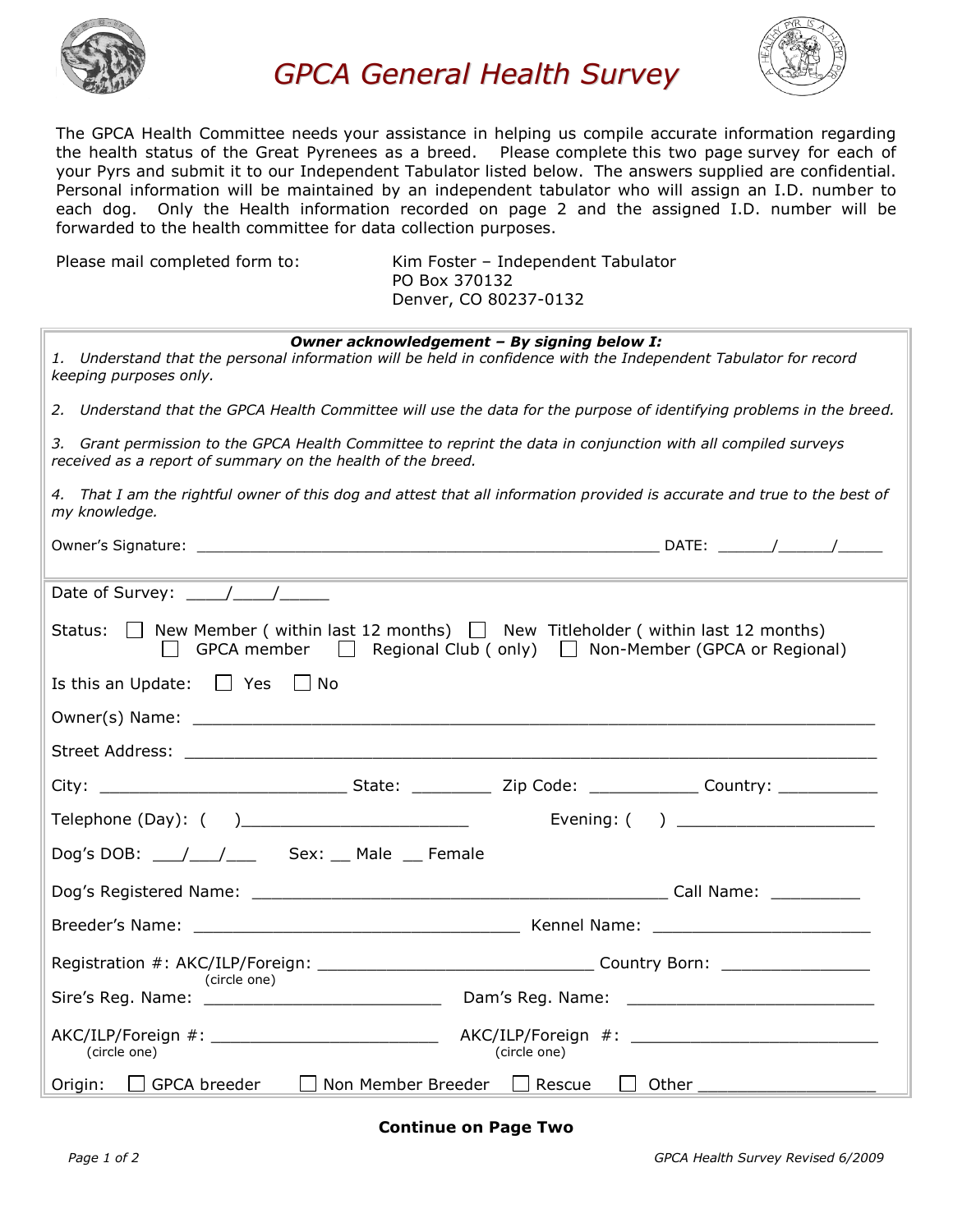# *GPCA General Health Survey*

The GPCA Health Committee needs your assistance in helping us compile accurate information regarding the health status of the Great Pyrenees as a breed. Please complete this two page survey for each of your Pyrs and submit it to our Independent Tabulator listed below. The answers supplied are confidential. Personal information will be maintained by an independent tabulator who will assign an I.D. number to each dog. Only the Health information recorded on page 2 and the assigned I.D. number will be forwarded to the health committee for data collection purposes.

Please mail completed form to:

Kim Foster – Independent Tabulator
PO Box 370132
Denver, CO 80237-0132

***Owner acknowledgement – By signing below I:***

*1. Understand that the personal information will be held in confidence with the Independent Tabulator for record keeping purposes only.*

*2. Understand that the GPCA Health Committee will use the data for the purpose of identifying problems in the breed.*

*3. Grant permission to the GPCA Health Committee to reprint the data in conjunction with all compiled surveys received as a report of summary on the health of the breed.*

*4. That I am the rightful owner of this dog and attest that all information provided is accurate and true to the best of my knowledge.*

Owner's Signature: ________________________________________________ DATE: _____/_____/_____

Date of Survey: ____/____/_____

Status: ☐ New Member ( within last 12 months) ☐ New Titleholder ( within last 12 months) ☐ GPCA member ☐ Regional Club ( only) ☐ Non-Member (GPCA or Regional)

Is this an Update: ☐ Yes ☐ No

Owner(s) Name: ____________________________________________________________

Street Address: ____________________________________________________________

City: _________________________ State: ________ Zip Code: ___________ Country: __________

Telephone (Day): ( )______________________ Evening: ( ) ___________________

Dog's DOB: ___/___/___ Sex: __ Male __ Female

Dog's Registered Name: ___________________________________________ Call Name: _________

Breeder's Name: _________________________________ Kennel Name: ______________________

Registration #: AKC/ILP/Foreign: ____________________________ Country Born: _______________
(circle one)

Sire's Reg. Name: ________________________ Dam's Reg. Name: _________________________

AKC/ILP/Foreign #: _______________________ AKC/ILP/Foreign #: _________________________
(circle one) (circle one)

Origin: ☐ GPCA breeder ☐ Non Member Breeder ☐ Rescue ☐ Other _________________

**Continue on Page Two**

*GPCA Health Survey Revised 6/2009*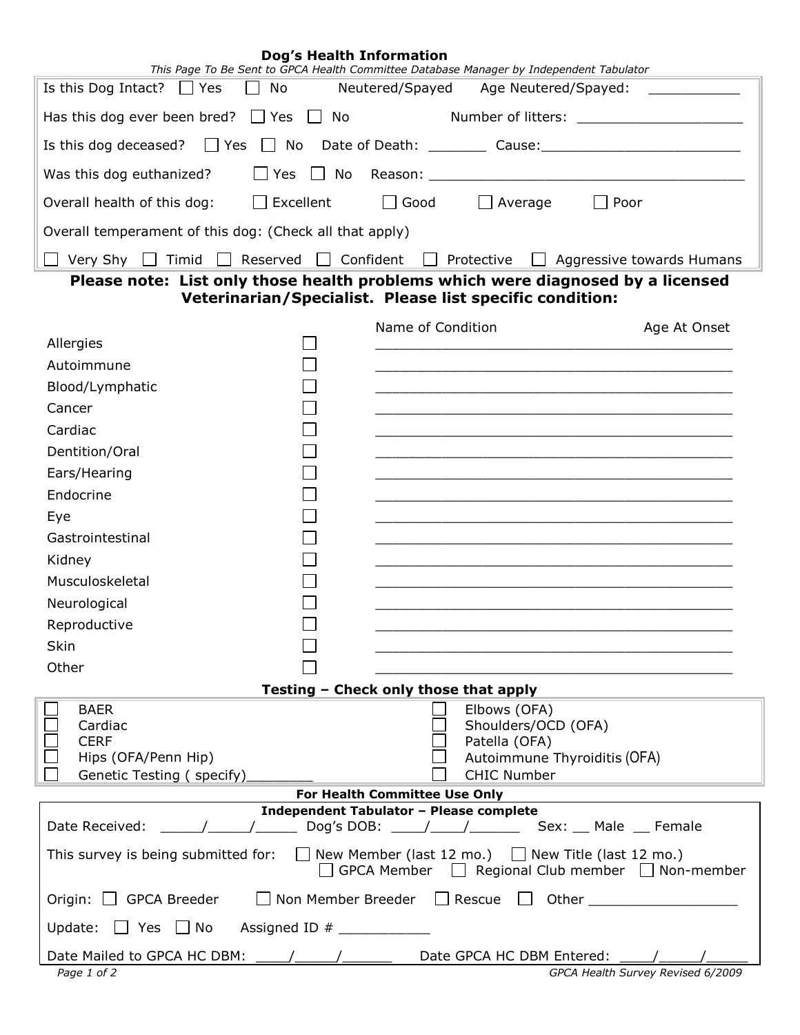## Dog's Health Information

*This Page To Be Sent to GPCA Health Committee Database Manager by Independent Tabulator*

Is this Dog Intact? ☐ Yes ☐ No Neutered/Spayed Age Neutered/Spayed: ___________

Has this dog ever been bred? ☐ Yes ☐ No Number of litters: ____________________

Is this dog deceased? ☐ Yes ☐ No Date of Death: _______ Cause:________________________

Was this dog euthanized? ☐ Yes ☐ No Reason: ______________________________________

Overall health of this dog: ☐ Excellent ☐ Good ☐ Average ☐ Poor

Overall temperament of this dog: (Check all that apply)

☐ Very Shy ☐ Timid ☐ Reserved ☐ Confident ☐ Protective ☐ Aggressive towards Humans

**Please note: List only those health problems which were diagnosed by a licensed Veterinarian/Specialist. Please list specific condition:**

| | | Name of Condition | Age At Onset |
|---|---|---|---|
| Allergies | ☐ | | |
| Autoimmune | ☐ | | |
| Blood/Lymphatic | ☐ | | |
| Cancer | ☐ | | |
| Cardiac | ☐ | | |
| Dentition/Oral | ☐ | | |
| Ears/Hearing | ☐ | | |
| Endocrine | ☐ | | |
| Eye | ☐ | | |
| Gastrointestinal | ☐ | | |
| Kidney | ☐ | | |
| Musculoskeletal | ☐ | | |
| Neurological | ☐ | | |
| Reproductive | ☐ | | |
| Skin | ☐ | | |
| Other | ☐ | | |

**Testing – Check only those that apply**

| | |
|---|---|
| ☐ BAER | ☐ Elbows (OFA) |
| ☐ Cardiac | ☐ Shoulders/OCD (OFA) |
| ☐ CERF | ☐ Patella (OFA) |
| ☐ Hips (OFA/Penn Hip) | ☐ Autoimmune Thyroiditis (OFA) |
| ☐ Genetic Testing ( specify)________ | ☐ CHIC Number |

**For Health Committee Use Only**

**Independent Tabulator – Please complete**

Date Received: _____/_____/_____ Dog's DOB: ____/____/______ Sex: __ Male __ Female

This survey is being submitted for: ☐ New Member (last 12 mo.) ☐ New Title (last 12 mo.) ☐ GPCA Member ☐ Regional Club member ☐ Non-member

Origin: ☐ GPCA Breeder ☐ Non Member Breeder ☐ Rescue ☐ Other __________________

Update: ☐ Yes ☐ No Assigned ID # ___________

Date Mailed to GPCA HC DBM: ____/_____/______ Date GPCA HC DBM Entered: ____/_____/_____

GPCA Health Survey Revised 6/2009